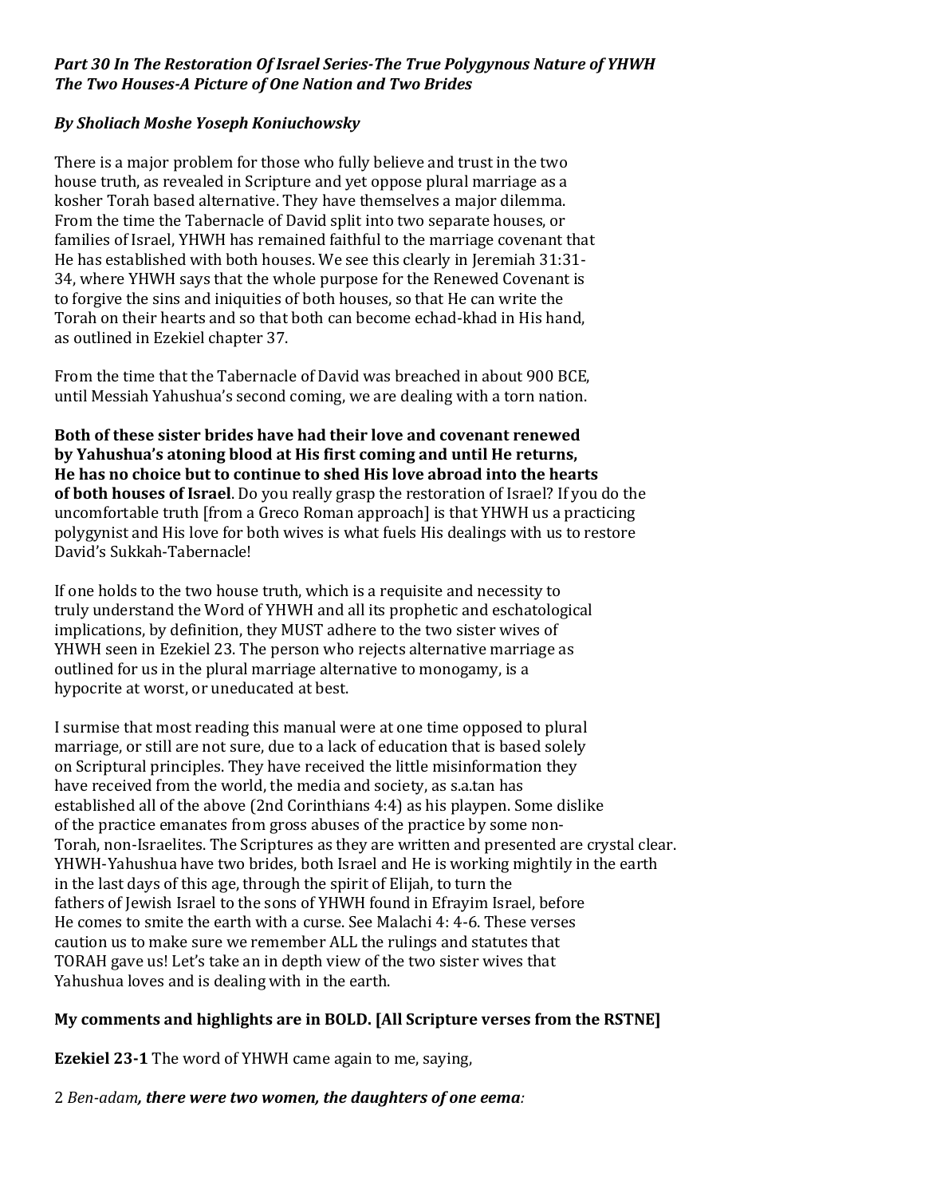***Part 30 In The Restoration Of Israel Series-The True Polygynous Nature of YHWH***
***The Two Houses-A Picture of One Nation and Two Brides***

***By Sholiach Moshe Yoseph Koniuchowsky***

There is a major problem for those who fully believe and trust in the two house truth, as revealed in Scripture and yet oppose plural marriage as a kosher Torah based alternative. They have themselves a major dilemma. From the time the Tabernacle of David split into two separate houses, or families of Israel, YHWH has remained faithful to the marriage covenant that He has established with both houses. We see this clearly in Jeremiah 31:31-34, where YHWH says that the whole purpose for the Renewed Covenant is to forgive the sins and iniquities of both houses, so that He can write the Torah on their hearts and so that both can become echad-khad in His hand, as outlined in Ezekiel chapter 37.

From the time that the Tabernacle of David was breached in about 900 BCE, until Messiah Yahushua's second coming, we are dealing with a torn nation.

**Both of these sister brides have had their love and covenant renewed by Yahushua's atoning blood at His first coming and until He returns, He has no choice but to continue to shed His love abroad into the hearts of both houses of Israel**. Do you really grasp the restoration of Israel? If you do the uncomfortable truth [from a Greco Roman approach] is that YHWH us a practicing polygynist and His love for both wives is what fuels His dealings with us to restore David's Sukkah-Tabernacle!

If one holds to the two house truth, which is a requisite and necessity to truly understand the Word of YHWH and all its prophetic and eschatological implications, by definition, they MUST adhere to the two sister wives of YHWH seen in Ezekiel 23. The person who rejects alternative marriage as outlined for us in the plural marriage alternative to monogamy, is a hypocrite at worst, or uneducated at best.

I surmise that most reading this manual were at one time opposed to plural marriage, or still are not sure, due to a lack of education that is based solely on Scriptural principles. They have received the little misinformation they have received from the world, the media and society, as s.a.tan has established all of the above (2nd Corinthians 4:4) as his playpen. Some dislike of the practice emanates from gross abuses of the practice by some non-Torah, non-Israelites. The Scriptures as they are written and presented are crystal clear. YHWH-Yahushua have two brides, both Israel and He is working mightily in the earth in the last days of this age, through the spirit of Elijah, to turn the fathers of Jewish Israel to the sons of YHWH found in Efrayim Israel, before He comes to smite the earth with a curse. See Malachi 4: 4-6. These verses caution us to make sure we remember ALL the rulings and statutes that TORAH gave us! Let's take an in depth view of the two sister wives that Yahushua loves and is dealing with in the earth.

**My comments and highlights are in BOLD. [All Scripture verses from the RSTNE]**

**Ezekiel 23-1** The word of YHWH came again to me, saying,

2 *Ben-adam**, there were two women, the daughters of one eema**:*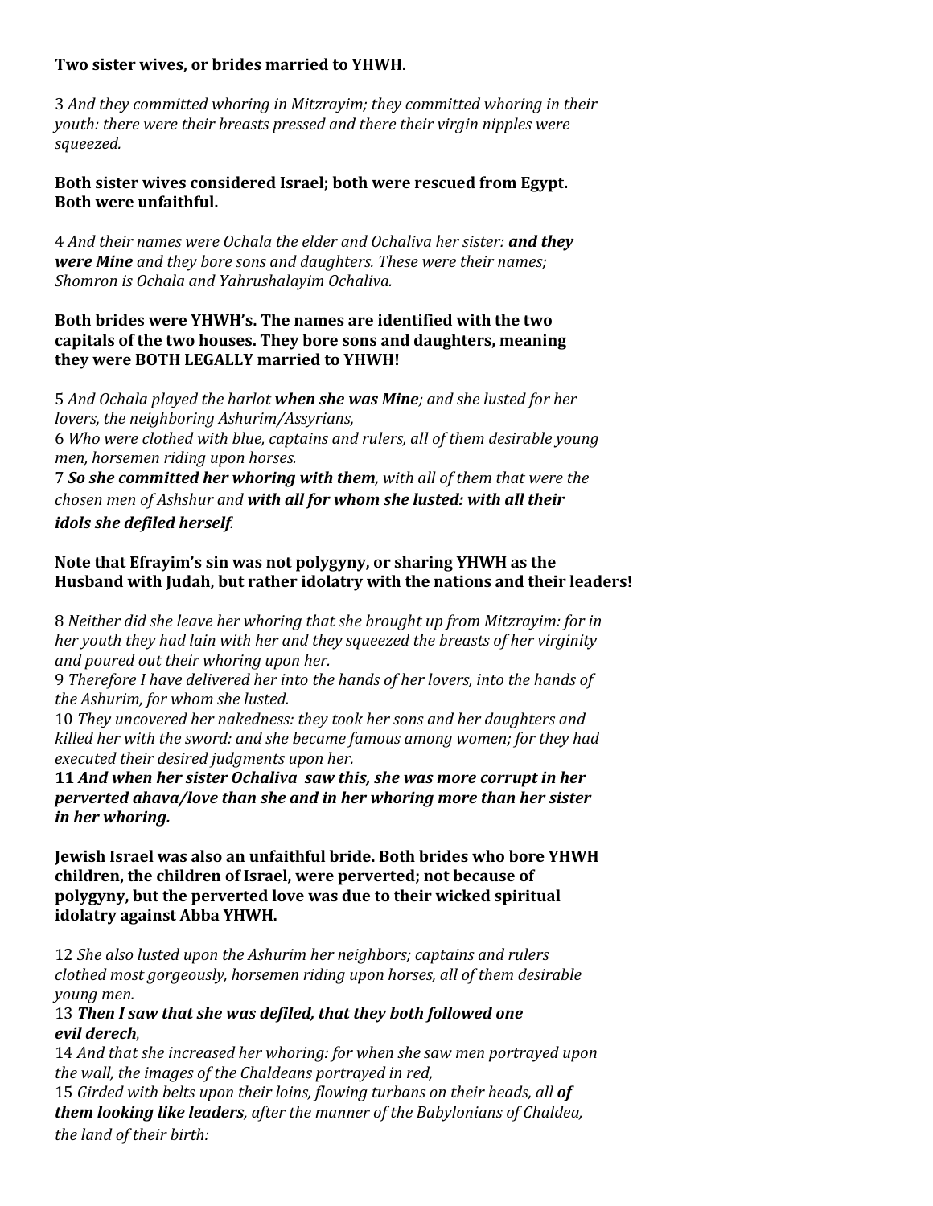**Two sister wives, or brides married to YHWH.**

3 *And they committed whoring in Mitzrayim; they committed whoring in their youth: there were their breasts pressed and there their virgin nipples were squeezed.*

**Both sister wives considered Israel; both were rescued from Egypt. Both were unfaithful.**

4 *And their names were Ochala the elder and Ochaliva her sister:* ***and they were Mine*** *and they bore sons and daughters. These were their names; Shomron is Ochala and Yahrushalayim Ochaliva.*

**Both brides were YHWH's. The names are identified with the two capitals of the two houses. They bore sons and daughters, meaning they were BOTH LEGALLY married to YHWH!**

5 *And Ochala played the harlot* ***when she was Mine****; and she lusted for her lovers, the neighboring Ashurim/Assyrians,*
6 *Who were clothed with blue, captains and rulers, all of them desirable young men, horsemen riding upon horses.*
7 ***So she committed her whoring with them****, with all of them that were the chosen men of Ashshur and* ***with all for whom she lusted: with all their idols she defiled herself****.*

**Note that Efrayim's sin was not polygyny, or sharing YHWH as the Husband with Judah, but rather idolatry with the nations and their leaders!**

8 *Neither did she leave her whoring that she brought up from Mitzrayim: for in her youth they had lain with her and they squeezed the breasts of her virginity and poured out their whoring upon her.*
9 *Therefore I have delivered her into the hands of her lovers, into the hands of the Ashurim, for whom she lusted.*
10 *They uncovered her nakedness: they took her sons and her daughters and killed her with the sword: and she became famous among women; for they had executed their desired judgments upon her.*
**11** ***And when her sister Ochaliva saw this, she was more corrupt in her perverted ahava/love than she and in her whoring more than her sister in her whoring.***

**Jewish Israel was also an unfaithful bride. Both brides who bore YHWH children, the children of Israel, were perverted; not because of polygyny, but the perverted love was due to their wicked spiritual idolatry against Abba YHWH.**

12 *She also lusted upon the Ashurim her neighbors; captains and rulers clothed most gorgeously, horsemen riding upon horses, all of them desirable young men.*
13 ***Then I saw that she was defiled, that they both followed one evil derech****,*
14 *And that she increased her whoring: for when she saw men portrayed upon the wall, the images of the Chaldeans portrayed in red,*
15 *Girded with belts upon their loins, flowing turbans on their heads, all* ***of them looking like leaders****, after the manner of the Babylonians of Chaldea, the land of their birth:*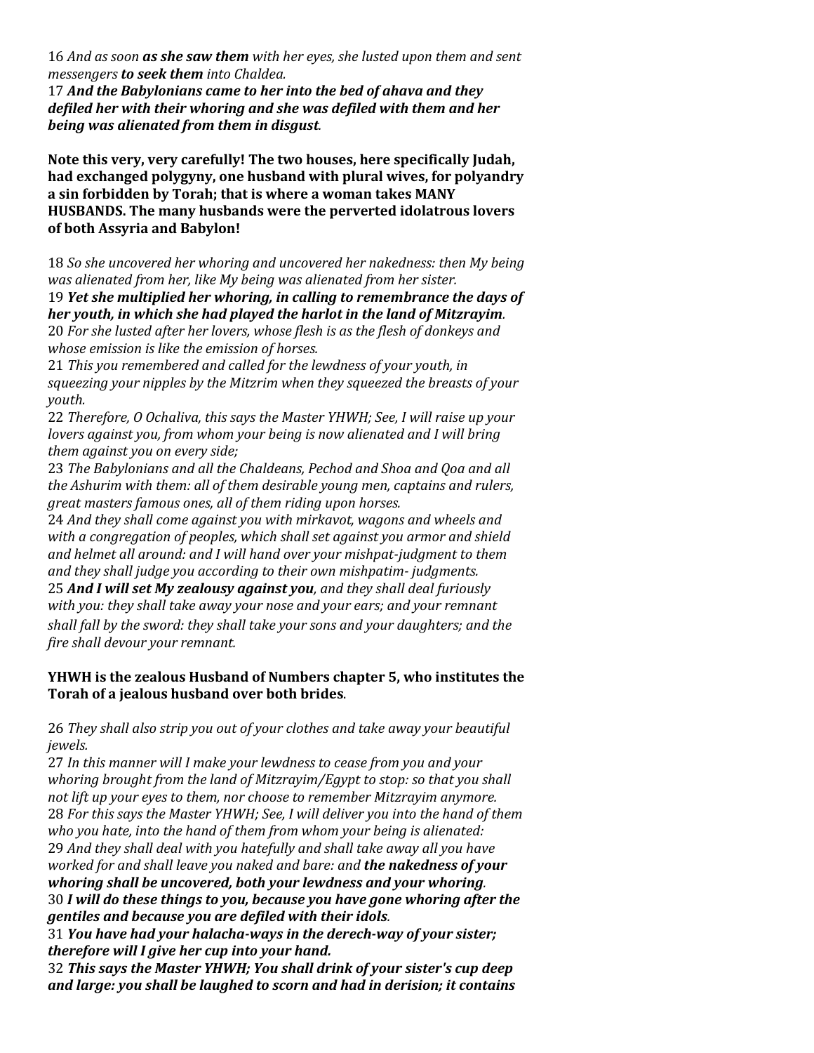16 *And as soon* ***as she saw them*** *with her eyes, she lusted upon them and sent messengers* ***to seek them*** *into Chaldea.*
17 ***And the Babylonians came to her into the bed of ahava and they defiled her with their whoring and she was defiled with them and her being was alienated from them in disgust****.*

**Note this very, very carefully! The two houses, here specifically Judah, had exchanged polygyny, one husband with plural wives, for polyandry a sin forbidden by Torah; that is where a woman takes MANY HUSBANDS. The many husbands were the perverted idolatrous lovers of both Assyria and Babylon!**

18 *So she uncovered her whoring and uncovered her nakedness: then My being was alienated from her, like My being was alienated from her sister.*
19 ***Yet she multiplied her whoring, in calling to remembrance the days of her youth, in which she had played the harlot in the land of Mitzrayim****.*
20 *For she lusted after her lovers, whose flesh is as the flesh of donkeys and whose emission is like the emission of horses.*
21 *This you remembered and called for the lewdness of your youth, in squeezing your nipples by the Mitzrim when they squeezed the breasts of your youth.*
22 *Therefore, O Ochaliva, this says the Master YHWH; See, I will raise up your lovers against you, from whom your being is now alienated and I will bring them against you on every side;*
23 *The Babylonians and all the Chaldeans, Pechod and Shoa and Qoa and all the Ashurim with them: all of them desirable young men, captains and rulers, great masters famous ones, all of them riding upon horses.*
24 *And they shall come against you with mirkavot, wagons and wheels and with a congregation of peoples, which shall set against you armor and shield and helmet all around: and I will hand over your mishpat-judgment to them and they shall judge you according to their own mishpatim- judgments.*
25 ***And I will set My zealousy against you****, and they shall deal furiously with you: they shall take away your nose and your ears; and your remnant shall fall by the sword: they shall take your sons and your daughters; and the fire shall devour your remnant.*

**YHWH is the zealous Husband of Numbers chapter 5, who institutes the Torah of a jealous husband over both brides**.

26 *They shall also strip you out of your clothes and take away your beautiful jewels.*
27 *In this manner will I make your lewdness to cease from you and your whoring brought from the land of Mitzrayim/Egypt to stop: so that you shall not lift up your eyes to them, nor choose to remember Mitzrayim anymore.*
28 *For this says the Master YHWH; See, I will deliver you into the hand of them who you hate, into the hand of them from whom your being is alienated:*
29 *And they shall deal with you hatefully and shall take away all you have worked for and shall leave you naked and bare: and* ***the nakedness of your whoring shall be uncovered, both your lewdness and your whoring****.*
30 ***I will do these things to you, because you have gone whoring after the gentiles and because you are defiled with their idols****.*
31 ***You have had your halacha-ways in the derech-way of your sister; therefore will I give her cup into your hand.***
32 ***This says the Master YHWH; You shall drink of your sister's cup deep and large: you shall be laughed to scorn and had in derision; it contains***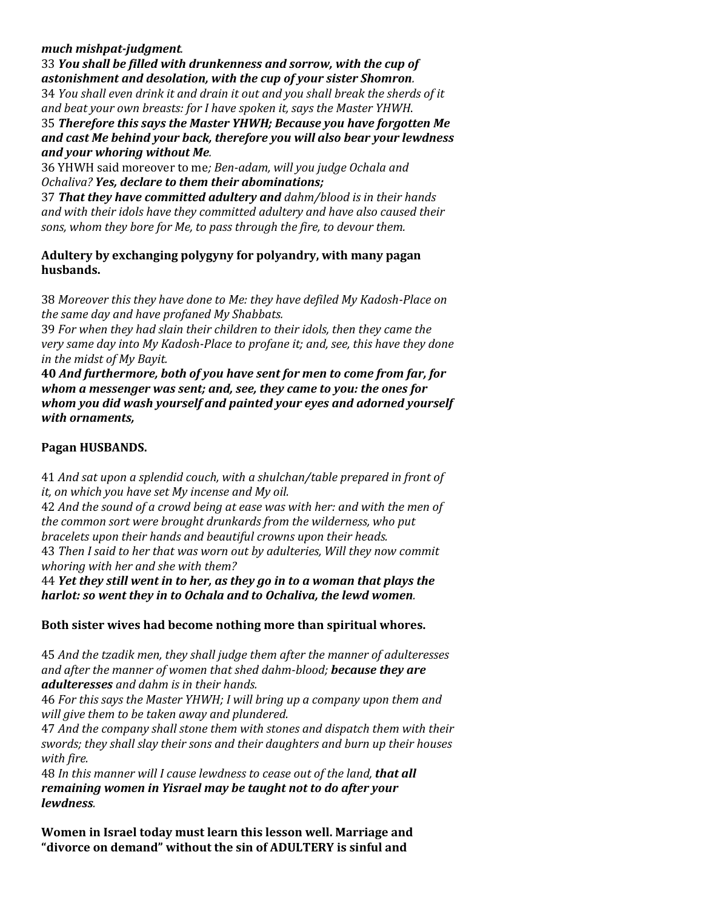***much mishpat-judgment****.*

33 ***You shall be filled with drunkenness and sorrow, with the cup of astonishment and desolation, with the cup of your sister Shomron****.*

34 *You shall even drink it and drain it out and you shall break the sherds of it and beat your own breasts: for I have spoken it, says the Master YHWH.*

35 ***Therefore this says the Master YHWH; Because you have forgotten Me and cast Me behind your back, therefore you will also bear your lewdness and your whoring without Me****.*

36 YHWH said moreover to me*; Ben-adam, will you judge Ochala and Ochaliva?* ***Yes, declare to them their abominations;***

37 ***That they have committed adultery and*** *dahm/blood is in their hands and with their idols have they committed adultery and have also caused their sons, whom they bore for Me, to pass through the fire, to devour them.*

**Adultery by exchanging polygyny for polyandry, with many pagan husbands.**

38 *Moreover this they have done to Me: they have defiled My Kadosh-Place on the same day and have profaned My Shabbats.*

39 *For when they had slain their children to their idols, then they came the very same day into My Kadosh-Place to profane it; and, see, this have they done in the midst of My Bayit.*

**40** ***And furthermore, both of you have sent for men to come from far, for whom a messenger was sent; and, see, they came to you: the ones for whom you did wash yourself and painted your eyes and adorned yourself with ornaments,***

**Pagan HUSBANDS.**

41 *And sat upon a splendid couch, with a shulchan/table prepared in front of it, on which you have set My incense and My oil.*

42 *And the sound of a crowd being at ease was with her: and with the men of the common sort were brought drunkards from the wilderness, who put bracelets upon their hands and beautiful crowns upon their heads.*

43 *Then I said to her that was worn out by adulteries, Will they now commit whoring with her and she with them?*

44 ***Yet they still went in to her, as they go in to a woman that plays the harlot: so went they in to Ochala and to Ochaliva, the lewd women****.*

**Both sister wives had become nothing more than spiritual whores.**

45 *And the tzadik men, they shall judge them after the manner of adulteresses and after the manner of women that shed dahm-blood;* ***because they are adulteresses*** *and dahm is in their hands.*

46 *For this says the Master YHWH; I will bring up a company upon them and will give them to be taken away and plundered.*

47 *And the company shall stone them with stones and dispatch them with their swords; they shall slay their sons and their daughters and burn up their houses with fire.*

48 *In this manner will I cause lewdness to cease out of the land,* ***that all remaining women in Yisrael may be taught not to do after your lewdness****.*

**Women in Israel today must learn this lesson well. Marriage and "divorce on demand" without the sin of ADULTERY is sinful and**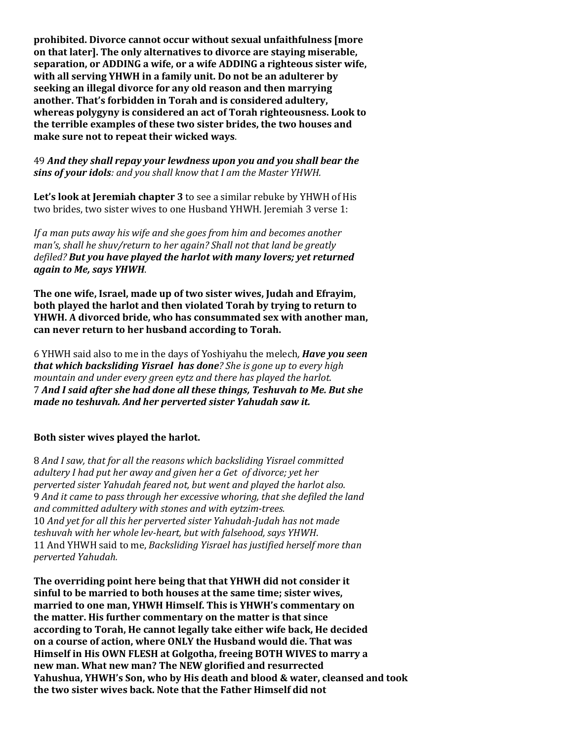**prohibited. Divorce cannot occur without sexual unfaithfulness [more on that later]. The only alternatives to divorce are staying miserable, separation, or ADDING a wife, or a wife ADDING a righteous sister wife, with all serving YHWH in a family unit. Do not be an adulterer by seeking an illegal divorce for any old reason and then marrying another. That's forbidden in Torah and is considered adultery, whereas polygyny is considered an act of Torah righteousness. Look to the terrible examples of these two sister brides, the two houses and make sure not to repeat their wicked ways**.

49 ***And they shall repay your lewdness upon you and you shall bear the sins of your idols****: and you shall know that I am the Master YHWH.*

**Let's look at Jeremiah chapter 3** to see a similar rebuke by YHWH of His two brides, two sister wives to one Husband YHWH. Jeremiah 3 verse 1:

*If a man puts away his wife and she goes from him and becomes another man's, shall he shuv/return to her again? Shall not that land be greatly defiled?* ***But you have played the harlot with many lovers; yet returned again to Me, says YHWH****.*

**The one wife, Israel, made up of two sister wives, Judah and Efrayim, both played the harlot and then violated Torah by trying to return to YHWH. A divorced bride, who has consummated sex with another man, can never return to her husband according to Torah.**

6 YHWH said also to me in the days of Yoshiyahu the melech*,* ***Have you seen that which backsliding Yisrael has done****? She is gone up to every high mountain and under every green eytz and there has played the harlot.*
7 ***And I said after she had done all these things, Teshuvah to Me. But she made no teshuvah. And her perverted sister Yahudah saw it.***

**Both sister wives played the harlot.**

8 *And I saw, that for all the reasons which backsliding Yisrael committed adultery I had put her away and given her a Get of divorce; yet her perverted sister Yahudah feared not, but went and played the harlot also.*
9 *And it came to pass through her excessive whoring, that she defiled the land and committed adultery with stones and with eytzim-trees.*
10 *And yet for all this her perverted sister Yahudah-Judah has not made teshuvah with her whole lev-heart, but with falsehood, says YHWH*.
11 And YHWH said to me, *Backsliding Yisrael has justified herself more than perverted Yahudah.*

**The overriding point here being that that YHWH did not consider it sinful to be married to both houses at the same time; sister wives, married to one man, YHWH Himself. This is YHWH's commentary on the matter. His further commentary on the matter is that since according to Torah, He cannot legally take either wife back, He decided on a course of action, where ONLY the Husband would die. That was Himself in His OWN FLESH at Golgotha, freeing BOTH WIVES to marry a new man. What new man? The NEW glorified and resurrected Yahushua, YHWH's Son, who by His death and blood & water, cleansed and took the two sister wives back. Note that the Father Himself did not**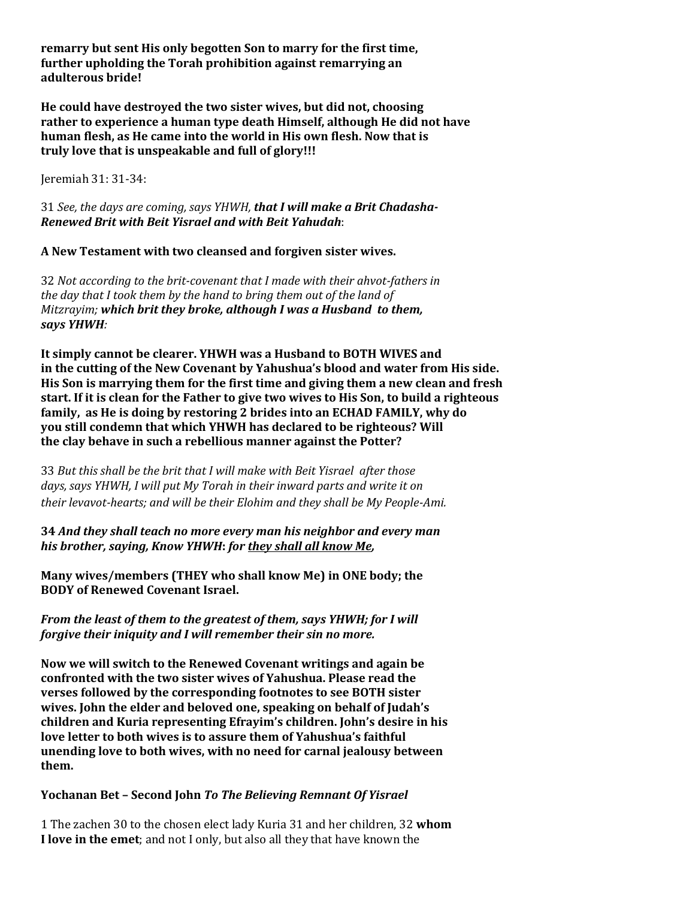**remarry but sent His only begotten Son to marry for the first time, further upholding the Torah prohibition against remarrying an adulterous bride!**

**He could have destroyed the two sister wives, but did not, choosing rather to experience a human type death Himself, although He did not have human flesh, as He came into the world in His own flesh. Now that is truly love that is unspeakable and full of glory!!!**

Jeremiah 31: 31-34:

31 *See, the days are coming, says YHWH,* ***that I will make a Brit Chadasha-Renewed Brit with Beit Yisrael and with Beit Yahudah***:

**A New Testament with two cleansed and forgiven sister wives.**

32 *Not according to the brit-covenant that I made with their ahvot-fathers in the day that I took them by the hand to bring them out of the land of Mitzrayim;* ***which brit they broke, although I was a Husband to them, says YHWH****:*

**It simply cannot be clearer. YHWH was a Husband to BOTH WIVES and in the cutting of the New Covenant by Yahushua's blood and water from His side. His Son is marrying them for the first time and giving them a new clean and fresh start. If it is clean for the Father to give two wives to His Son, to build a righteous family, as He is doing by restoring 2 brides into an ECHAD FAMILY, why do you still condemn that which YHWH has declared to be righteous? Will the clay behave in such a rebellious manner against the Potter?**

33 *But this shall be the brit that I will make with Beit Yisrael after those days, says YHWH, I will put My Torah in their inward parts and write it on their levavot-hearts; and will be their Elohim and they shall be My People-Ami.*

**34** ***And they shall teach no more every man his neighbor and every man his brother, saying, Know YHWH*: *for <u>they shall all know Me</u>,***

**Many wives/members (THEY who shall know Me) in ONE body; the BODY of Renewed Covenant Israel.**

***From the least of them to the greatest of them, says YHWH; for I will forgive their iniquity and I will remember their sin no more.***

**Now we will switch to the Renewed Covenant writings and again be confronted with the two sister wives of Yahushua. Please read the verses followed by the corresponding footnotes to see BOTH sister wives. John the elder and beloved one, speaking on behalf of Judah's children and Kuria representing Efrayim's children. John's desire in his love letter to both wives is to assure them of Yahushua's faithful unending love to both wives, with no need for carnal jealousy between them.**

**Yochanan Bet – Second John** ***To The Believing Remnant Of Yisrael***

1 The zachen 30 to the chosen elect lady Kuria 31 and her children, 32 **whom I love in the emet**; and not I only, but also all they that have known the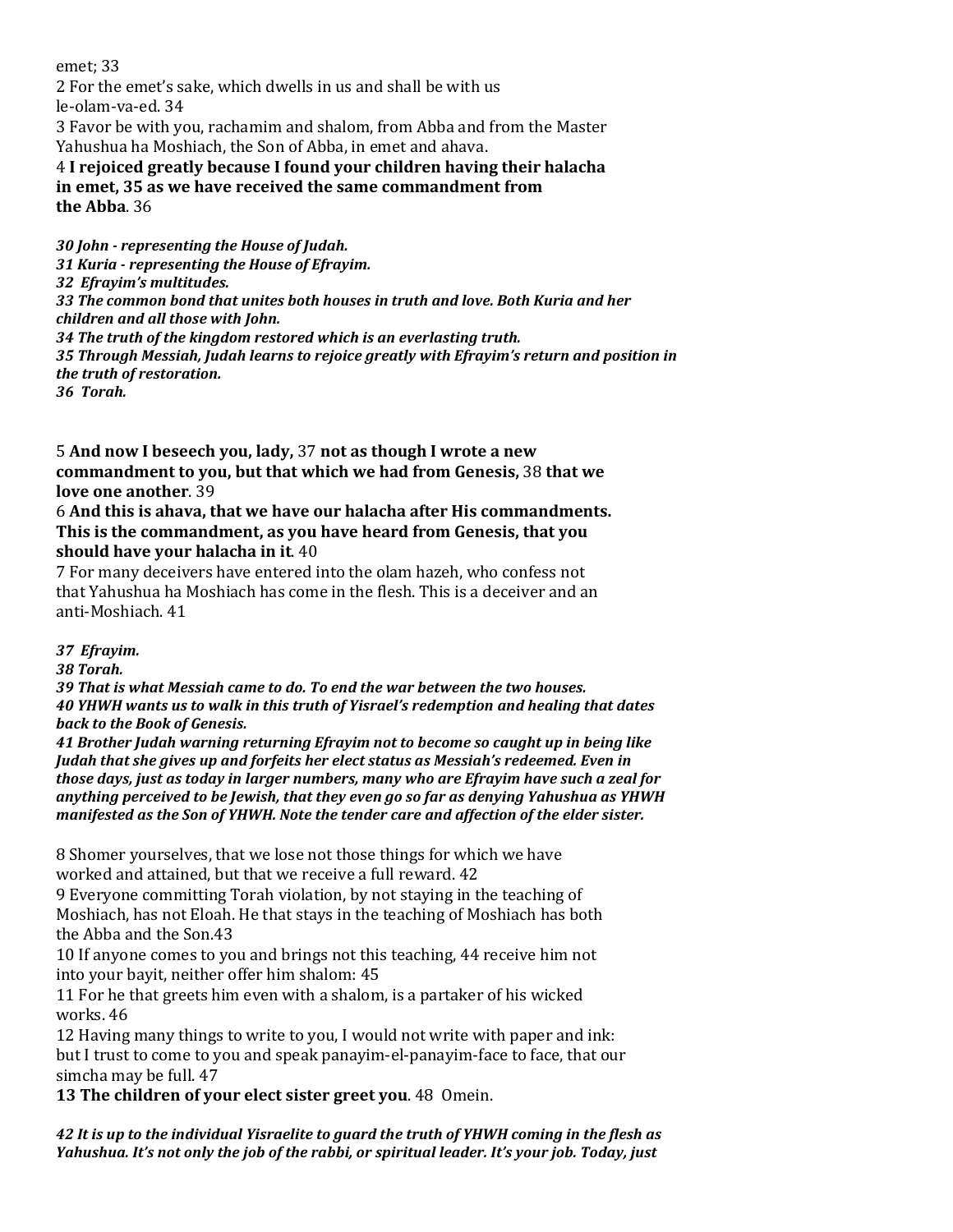emet; 33

2 For the emet's sake, which dwells in us and shall be with us le-olam-va-ed. 34

3 Favor be with you, rachamim and shalom, from Abba and from the Master Yahushua ha Moshiach, the Son of Abba, in emet and ahava.

4 **I rejoiced greatly because I found your children having their halacha in emet, 35 as we have received the same commandment from the Abba**. 36

***30 John - representing the House of Judah.***
***31 Kuria - representing the House of Efrayim.***
***32 Efrayim's multitudes.***
***33 The common bond that unites both houses in truth and love. Both Kuria and her children and all those with John.***
***34 The truth of the kingdom restored which is an everlasting truth.***
***35 Through Messiah, Judah learns to rejoice greatly with Efrayim's return and position in the truth of restoration.***
***36 Torah.***

5 **And now I beseech you, lady,** 37 **not as though I wrote a new commandment to you, but that which we had from Genesis,** 38 **that we love one another**. 39

6 **And this is ahava, that we have our halacha after His commandments. This is the commandment, as you have heard from Genesis, that you should have your halacha in it**. 40

7 For many deceivers have entered into the olam hazeh, who confess not that Yahushua ha Moshiach has come in the flesh. This is a deceiver and an anti-Moshiach. 41

***37 Efrayim.***
***38 Torah.***
***39 That is what Messiah came to do. To end the war between the two houses.***
***40 YHWH wants us to walk in this truth of Yisrael's redemption and healing that dates back to the Book of Genesis.***
***41 Brother Judah warning returning Efrayim not to become so caught up in being like Judah that she gives up and forfeits her elect status as Messiah's redeemed. Even in those days, just as today in larger numbers, many who are Efrayim have such a zeal for anything perceived to be Jewish, that they even go so far as denying Yahushua as YHWH manifested as the Son of YHWH. Note the tender care and affection of the elder sister.***

8 Shomer yourselves, that we lose not those things for which we have worked and attained, but that we receive a full reward. 42

9 Everyone committing Torah violation, by not staying in the teaching of Moshiach, has not Eloah. He that stays in the teaching of Moshiach has both the Abba and the Son.43

10 If anyone comes to you and brings not this teaching, 44 receive him not into your bayit, neither offer him shalom: 45

11 For he that greets him even with a shalom, is a partaker of his wicked works. 46

12 Having many things to write to you, I would not write with paper and ink: but I trust to come to you and speak panayim-el-panayim-face to face, that our simcha may be full. 47

**13 The children of your elect sister greet you**. 48 Omein.

***42 It is up to the individual Yisraelite to guard the truth of YHWH coming in the flesh as Yahushua. It's not only the job of the rabbi, or spiritual leader. It's your job. Today, just***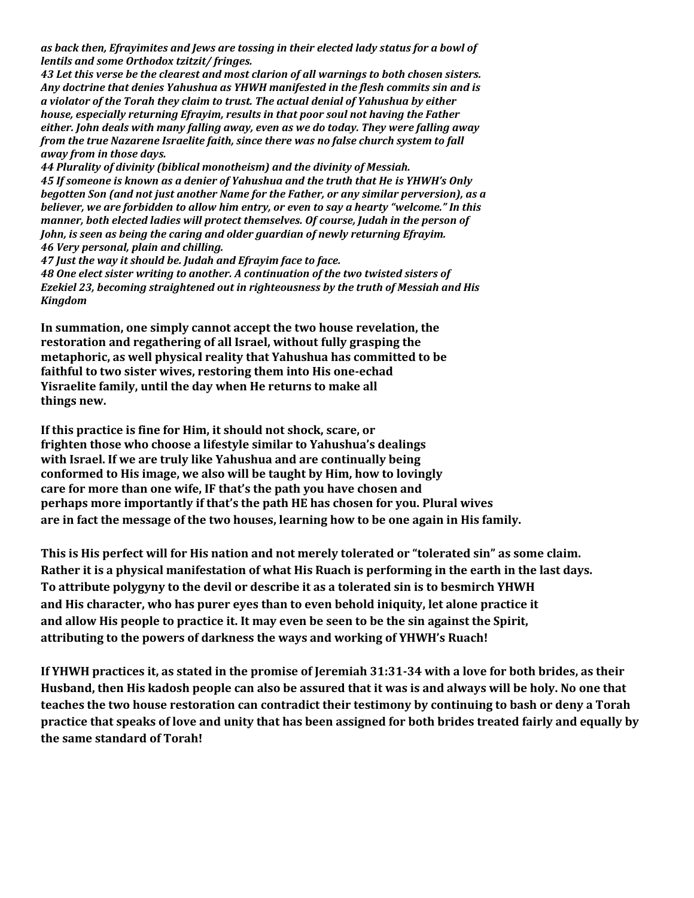*as back then, Efrayimites and Jews are tossing in their elected lady status for a bowl of lentils and some Orthodox tzitzit/ fringes.*

*43 Let this verse be the clearest and most clarion of all warnings to both chosen sisters. Any doctrine that denies Yahushua as YHWH manifested in the flesh commits sin and is a violator of the Torah they claim to trust. The actual denial of Yahushua by either house, especially returning Efrayim, results in that poor soul not having the Father either. John deals with many falling away, even as we do today. They were falling away from the true Nazarene Israelite faith, since there was no false church system to fall away from in those days.*

*44 Plurality of divinity (biblical monotheism) and the divinity of Messiah.*

*45 If someone is known as a denier of Yahushua and the truth that He is YHWH's Only begotten Son (and not just another Name for the Father, or any similar perversion), as a believer, we are forbidden to allow him entry, or even to say a hearty "welcome." In this manner, both elected ladies will protect themselves. Of course, Judah in the person of John, is seen as being the caring and older guardian of newly returning Efrayim.*

*46 Very personal, plain and chilling.*

*47 Just the way it should be. Judah and Efrayim face to face.*

*48 One elect sister writing to another. A continuation of the two twisted sisters of Ezekiel 23, becoming straightened out in righteousness by the truth of Messiah and His Kingdom*

**In summation, one simply cannot accept the two house revelation, the restoration and regathering of all Israel, without fully grasping the metaphoric, as well physical reality that Yahushua has committed to be faithful to two sister wives, restoring them into His one-echad Yisraelite family, until the day when He returns to make all things new.**

**If this practice is fine for Him, it should not shock, scare, or frighten those who choose a lifestyle similar to Yahushua's dealings with Israel. If we are truly like Yahushua and are continually being conformed to His image, we also will be taught by Him, how to lovingly care for more than one wife, IF that's the path you have chosen and perhaps more importantly if that's the path HE has chosen for you. Plural wives are in fact the message of the two houses, learning how to be one again in His family.**

**This is His perfect will for His nation and not merely tolerated or "tolerated sin" as some claim. Rather it is a physical manifestation of what His Ruach is performing in the earth in the last days. To attribute polygyny to the devil or describe it as a tolerated sin is to besmirch YHWH and His character, who has purer eyes than to even behold iniquity, let alone practice it and allow His people to practice it. It may even be seen to be the sin against the Spirit, attributing to the powers of darkness the ways and working of YHWH's Ruach!**

**If YHWH practices it, as stated in the promise of Jeremiah 31:31-34 with a love for both brides, as their Husband, then His kadosh people can also be assured that it was is and always will be holy. No one that teaches the two house restoration can contradict their testimony by continuing to bash or deny a Torah practice that speaks of love and unity that has been assigned for both brides treated fairly and equally by the same standard of Torah!**